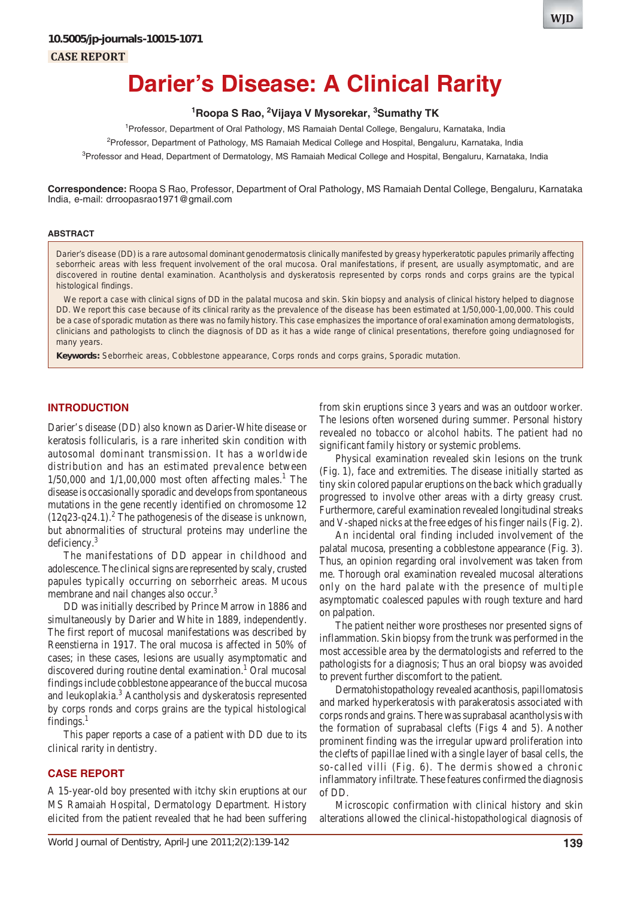10.5005/jp-journals-10015-1071

CASE REPORT

# Darier's Disease: A Clinical Rarity

[1]Roopa S Rao, [2]Vijaya V Mysorekar, [3]Sumathy TK

[1]Professor, Department of Oral Pathology, MS Ramaiah Dental College, Bengaluru, Karnataka, India

[2]Professor, Department of Pathology, MS Ramaiah Medical College and Hospital, Bengaluru, Karnataka, India

[3]Professor and Head, Department of Dermatology, MS Ramaiah Medical College and Hospital, Bengaluru, Karnataka, India

**Correspondence:** Roopa S Rao, Professor, Department of Oral Pathology, MS Ramaiah Dental College, Bengaluru, Karnataka India, e-mail: drroopasrao1971@gmail.com

## ABSTRACT

Darier's disease (DD) is a rare autosomal dominant genodermatosis clinically manifested by greasy hyperkeratotic papules primarily affecting seborrheic areas with less frequent involvement of the oral mucosa. Oral manifestations, if present, are usually asymptomatic, and are discovered in routine dental examination. Acantholysis and dyskeratosis represented by corps ronds and corps grains are the typical histological findings.

We report a case with clinical signs of DD in the palatal mucosa and skin. Skin biopsy and analysis of clinical history helped to diagnose DD. We report this case because of its clinical rarity as the prevalence of the disease has been estimated at 1/50,000-1,00,000. This could be a case of sporadic mutation as there was no family history. This case emphasizes the importance of oral examination among dermatologists, clinicians and pathologists to clinch the diagnosis of DD as it has a wide range of clinical presentations, therefore going undiagnosed for many years.

**Keywords:** Seborrheic areas, Cobblestone appearance, Corps ronds and corps grains, Sporadic mutation.

## INTRODUCTION

Darier's disease (DD) also known as Darier-White disease or keratosis follicularis, is a rare inherited skin condition with autosomal dominant transmission. It has a worldwide distribution and has an estimated prevalence between 1/50,000 and 1/1,00,000 most often affecting males.[1] The disease is occasionally sporadic and develops from spontaneous mutations in the gene recently identified on chromosome 12 (12q23-q24.1).[2] The pathogenesis of the disease is unknown, but abnormalities of structural proteins may underline the deficiency.[3]

The manifestations of DD appear in childhood and adolescence. The clinical signs are represented by scaly, crusted papules typically occurring on seborrheic areas. Mucous membrane and nail changes also occur.[3]

DD was initially described by Prince Marrow in 1886 and simultaneously by Darier and White in 1889, independently. The first report of mucosal manifestations was described by Reenstierna in 1917. The oral mucosa is affected in 50% of cases; in these cases, lesions are usually asymptomatic and discovered during routine dental examination.[1] Oral mucosal findings include cobblestone appearance of the buccal mucosa and leukoplakia.[3] Acantholysis and dyskeratosis represented by corps ronds and corps grains are the typical histological findings.[1]

This paper reports a case of a patient with DD due to its clinical rarity in dentistry.

## CASE REPORT

A 15-year-old boy presented with itchy skin eruptions at our MS Ramaiah Hospital, Dermatology Department. History elicited from the patient revealed that he had been suffering from skin eruptions since 3 years and was an outdoor worker. The lesions often worsened during summer. Personal history revealed no tobacco or alcohol habits. The patient had no significant family history or systemic problems.

Physical examination revealed skin lesions on the trunk (Fig. 1), face and extremities. The disease initially started as tiny skin colored papular eruptions on the back which gradually progressed to involve other areas with a dirty greasy crust. Furthermore, careful examination revealed longitudinal streaks and V-shaped nicks at the free edges of his finger nails (Fig. 2).

An incidental oral finding included involvement of the palatal mucosa, presenting a cobblestone appearance (Fig. 3). Thus, an opinion regarding oral involvement was taken from me. Thorough oral examination revealed mucosal alterations only on the hard palate with the presence of multiple asymptomatic coalesced papules with rough texture and hard on palpation.

The patient neither wore prostheses nor presented signs of inflammation. Skin biopsy from the trunk was performed in the most accessible area by the dermatologists and referred to the pathologists for a diagnosis; Thus an oral biopsy was avoided to prevent further discomfort to the patient.

Dermatohistopathology revealed acanthosis, papillomatosis and marked hyperkeratosis with parakeratosis associated with corps ronds and grains. There was suprabasal acantholysis with the formation of suprabasal clefts (Figs 4 and 5). Another prominent finding was the irregular upward proliferation into the clefts of papillae lined with a single layer of basal cells, the so-called villi (Fig. 6). The dermis showed a chronic inflammatory infiltrate. These features confirmed the diagnosis of DD.

Microscopic confirmation with clinical history and skin alterations allowed the clinical-histopathological diagnosis of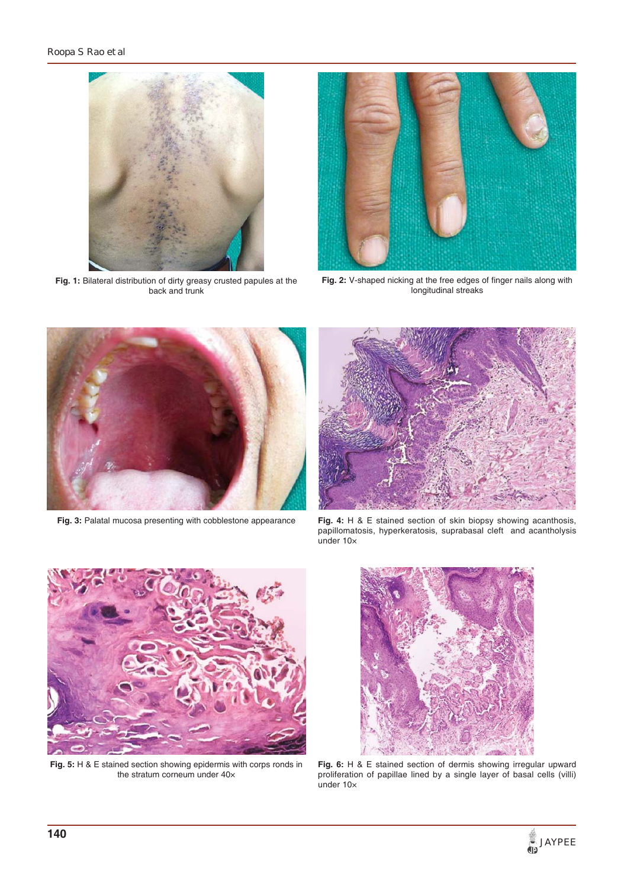**Fig. 1:** Bilateral distribution of dirty greasy crusted papules at the back and trunk

**Fig. 2:** V-shaped nicking at the free edges of finger nails along with longitudinal streaks

**Fig. 3:** Palatal mucosa presenting with cobblestone appearance

**Fig. 4:** H & E stained section of skin biopsy showing acanthosis, papillomatosis, hyperkeratosis, suprabasal cleft and acantholysis under 10×

**Fig. 5:** H & E stained section showing epidermis with corps ronds in the stratum corneum under 40×

**Fig. 6:** H & E stained section of dermis showing irregular upward proliferation of papillae lined by a single layer of basal cells (villi) under 10×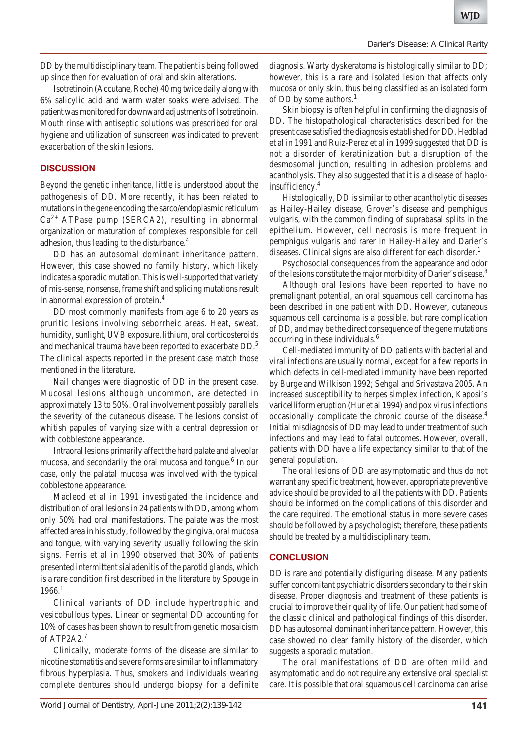DD by the multidisciplinary team. The patient is being followed up since then for evaluation of oral and skin alterations.

Isotretinoin (Accutane, Roche) 40 mg twice daily along with 6% salicylic acid and warm water soaks were advised. The patient was monitored for downward adjustments of Isotretinoin. Mouth rinse with antiseptic solutions was prescribed for oral hygiene and utilization of sunscreen was indicated to prevent exacerbation of the skin lesions.

## DISCUSSION

Beyond the genetic inheritance, little is understood about the pathogenesis of DD. More recently, it has been related to mutations in the gene encoding the sarco/endoplasmic reticulum $Ca^{2+}$ ATPase pump (SERCA2), resulting in abnormal organization or maturation of complexes responsible for cell adhesion, thus leading to the disturbance.[4]

DD has an autosomal dominant inheritance pattern. However, this case showed no family history, which likely indicates a sporadic mutation. This is well-supported that variety of mis-sense, nonsense, frame shift and splicing mutations result in abnormal expression of protein.[4]

DD most commonly manifests from age 6 to 20 years as pruritic lesions involving seborrheic areas. Heat, sweat, humidity, sunlight, UVB exposure, lithium, oral corticosteroids and mechanical trauma have been reported to exacerbate DD.[5] The clinical aspects reported in the present case match those mentioned in the literature.

Nail changes were diagnostic of DD in the present case. Mucosal lesions although uncommon, are detected in approximately 13 to 50%. Oral involvement possibly parallels the severity of the cutaneous disease. The lesions consist of whitish papules of varying size with a central depression or with cobblestone appearance.

Intraoral lesions primarily affect the hard palate and alveolar mucosa, and secondarily the oral mucosa and tongue.[6] In our case, only the palatal mucosa was involved with the typical cobblestone appearance.

Macleod et al in 1991 investigated the incidence and distribution of oral lesions in 24 patients with DD, among whom only 50% had oral manifestations. The palate was the most affected area in his study, followed by the gingiva, oral mucosa and tongue, with varying severity usually following the skin signs. Ferris et al in 1990 observed that 30% of patients presented intermittent sialadenitis of the parotid glands, which is a rare condition first described in the literature by Spouge in 1966.[1]

Clinical variants of DD include hypertrophic and vesicobullous types. Linear or segmental DD accounting for 10% of cases has been shown to result from genetic mosaicism of ATP2A2.[7]

Clinically, moderate forms of the disease are similar to nicotine stomatitis and severe forms are similar to inflammatory fibrous hyperplasia. Thus, smokers and individuals wearing complete dentures should undergo biopsy for a definite diagnosis. Warty dyskeratoma is histologically similar to DD; however, this is a rare and isolated lesion that affects only mucosa or only skin, thus being classified as an isolated form of DD by some authors.[1]

Skin biopsy is often helpful in confirming the diagnosis of DD. The histopathological characteristics described for the present case satisfied the diagnosis established for DD. Hedblad et al in 1991 and Ruiz-Perez et al in 1999 suggested that DD is not a disorder of keratinization but a disruption of the desmosomal junction, resulting in adhesion problems and acantholysis. They also suggested that it is a disease of haplo-insufficiency.[4]

Histologically, DD is similar to other acantholytic diseases as Hailey-Hailey disease, Grover's disease and pemphigus vulgaris, with the common finding of suprabasal splits in the epithelium. However, cell necrosis is more frequent in pemphigus vulgaris and rarer in Hailey-Hailey and Darier's diseases. Clinical signs are also different for each disorder.[1]

Psychosocial consequences from the appearance and odor of the lesions constitute the major morbidity of Darier's disease.[8]

Although oral lesions have been reported to have no premalignant potential, an oral squamous cell carcinoma has been described in one patient with DD. However, cutaneous squamous cell carcinoma is a possible, but rare complication of DD, and may be the direct consequence of the gene mutations occurring in these individuals.[6]

Cell-mediated immunity of DD patients with bacterial and viral infections are usually normal, except for a few reports in which defects in cell-mediated immunity have been reported by Burge and Wilkison 1992; Sehgal and Srivastava 2005. An increased susceptibility to herpes simplex infection, Kaposi's varicelliform eruption (Hur et al 1994) and pox virus infections occasionally complicate the chronic course of the disease.[4] Initial misdiagnosis of DD may lead to under treatment of such infections and may lead to fatal outcomes. However, overall, patients with DD have a life expectancy similar to that of the general population.

The oral lesions of DD are asymptomatic and thus do not warrant any specific treatment, however, appropriate preventive advice should be provided to all the patients with DD. Patients should be informed on the complications of this disorder and the care required. The emotional status in more severe cases should be followed by a psychologist; therefore, these patients should be treated by a multidisciplinary team.

## CONCLUSION

DD is rare and potentially disfiguring disease. Many patients suffer concomitant psychiatric disorders secondary to their skin disease. Proper diagnosis and treatment of these patients is crucial to improve their quality of life. Our patient had some of the classic clinical and pathological findings of this disorder. DD has autosomal dominant inheritance pattern. However, this case showed no clear family history of the disorder, which suggests a sporadic mutation.

The oral manifestations of DD are often mild and asymptomatic and do not require any extensive oral specialist care. It is possible that oral squamous cell carcinoma can arise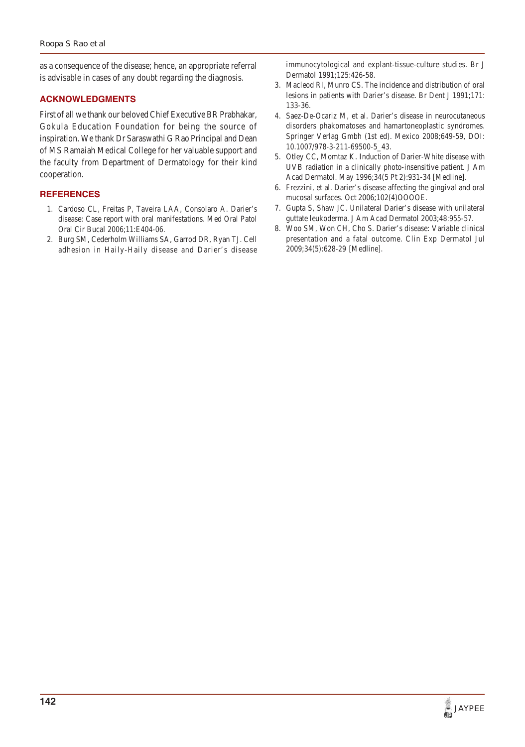as a consequence of the disease; hence, an appropriate referral is advisable in cases of any doubt regarding the diagnosis.

## ACKNOWLEDGMENTS

First of all we thank our beloved Chief Executive BR Prabhakar, Gokula Education Foundation for being the source of inspiration. We thank Dr Saraswathi G Rao Principal and Dean of MS Ramaiah Medical College for her valuable support and the faculty from Department of Dermatology for their kind cooperation.

## REFERENCES

1. Cardoso CL, Freitas P, Taveira LAA, Consolaro A. Darier's disease: Case report with oral manifestations. Med Oral Patol Oral Cir Bucal 2006;11:E404-06.
2. Burg SM, Cederholm Williams SA, Garrod DR, Ryan TJ. Cell adhesion in Haily-Haily disease and Darier's disease immunocytological and explant-tissue-culture studies. Br J Dermatol 1991;125:426-58.
3. Macleod RI, Munro CS. The incidence and distribution of oral lesions in patients with Darier's disease. Br Dent J 1991;171: 133-36.
4. Saez-De-Ocariz M, et al. Darier's disease in neurocutaneous disorders phakomatoses and hamartoneoplastic syndromes. Springer Verlag Gmbh (1st ed). Mexico 2008;649-59, DOI: 10.1007/978-3-211-69500-5_43.
5. Otley CC, Momtaz K. Induction of Darier-White disease with UVB radiation in a clinically photo-insensitive patient. J Am Acad Dermatol. May 1996;34(5 Pt 2):931-34 [Medline].
6. Frezzini, et al. Darier's disease affecting the gingival and oral mucosal surfaces. Oct 2006;102(4)OOOOE.
7. Gupta S, Shaw JC. Unilateral Darier's disease with unilateral guttate leukoderma. J Am Acad Dermatol 2003;48:955-57.
8. Woo SM, Won CH, Cho S. Darier's disease: Variable clinical presentation and a fatal outcome. Clin Exp Dermatol Jul 2009;34(5):628-29 [Medline].